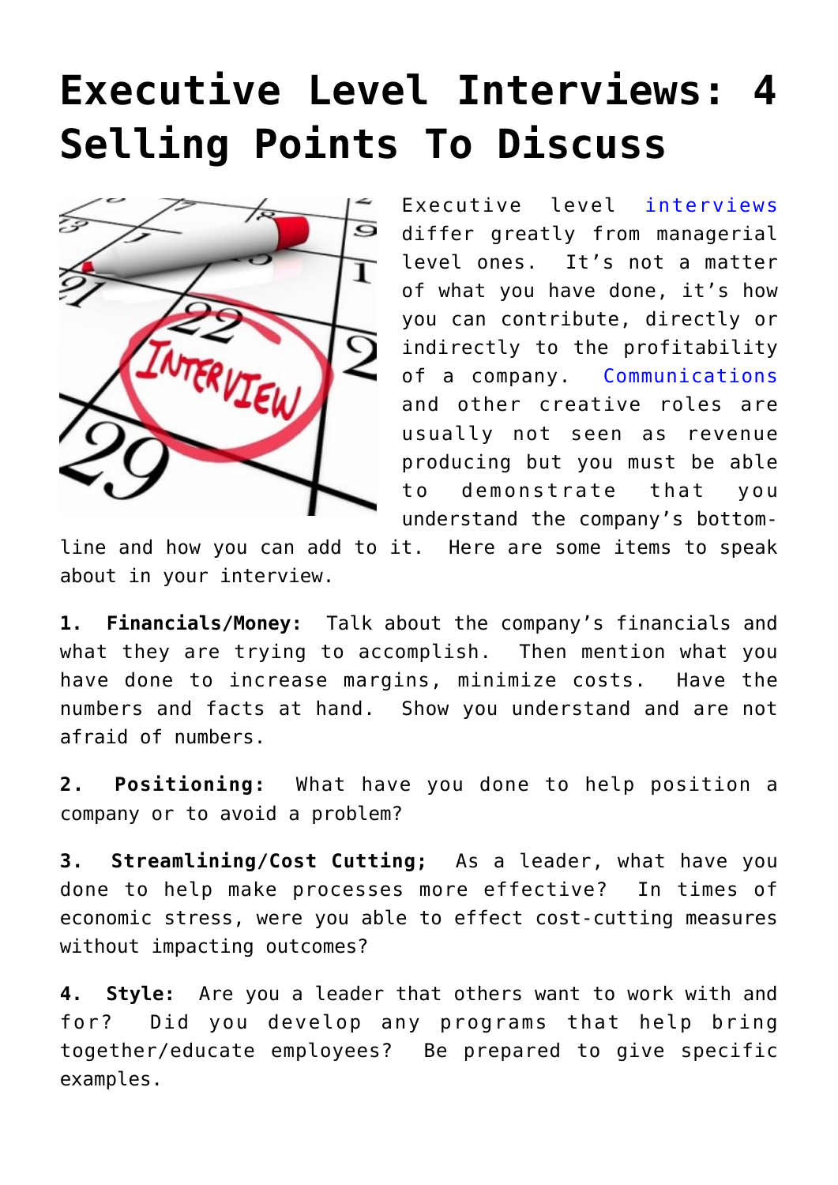# Executive Level Interviews: 4 Selling Points To Discuss

Executive level interviews differ greatly from managerial level ones. It's not a matter of what you have done, it's how you can contribute, directly or indirectly to the profitability of a company. Communications and other creative roles are usually not seen as revenue producing but you must be able to demonstrate that you understand the company's bottom-line and how you can add to it. Here are some items to speak about in your interview.

**1. Financials/Money:** Talk about the company's financials and what they are trying to accomplish. Then mention what you have done to increase margins, minimize costs. Have the numbers and facts at hand. Show you understand and are not afraid of numbers.

**2. Positioning:** What have you done to help position a company or to avoid a problem?

**3. Streamlining/Cost Cutting;** As a leader, what have you done to help make processes more effective? In times of economic stress, were you able to effect cost-cutting measures without impacting outcomes?

**4. Style:** Are you a leader that others want to work with and for? Did you develop any programs that help bring together/educate employees? Be prepared to give specific examples.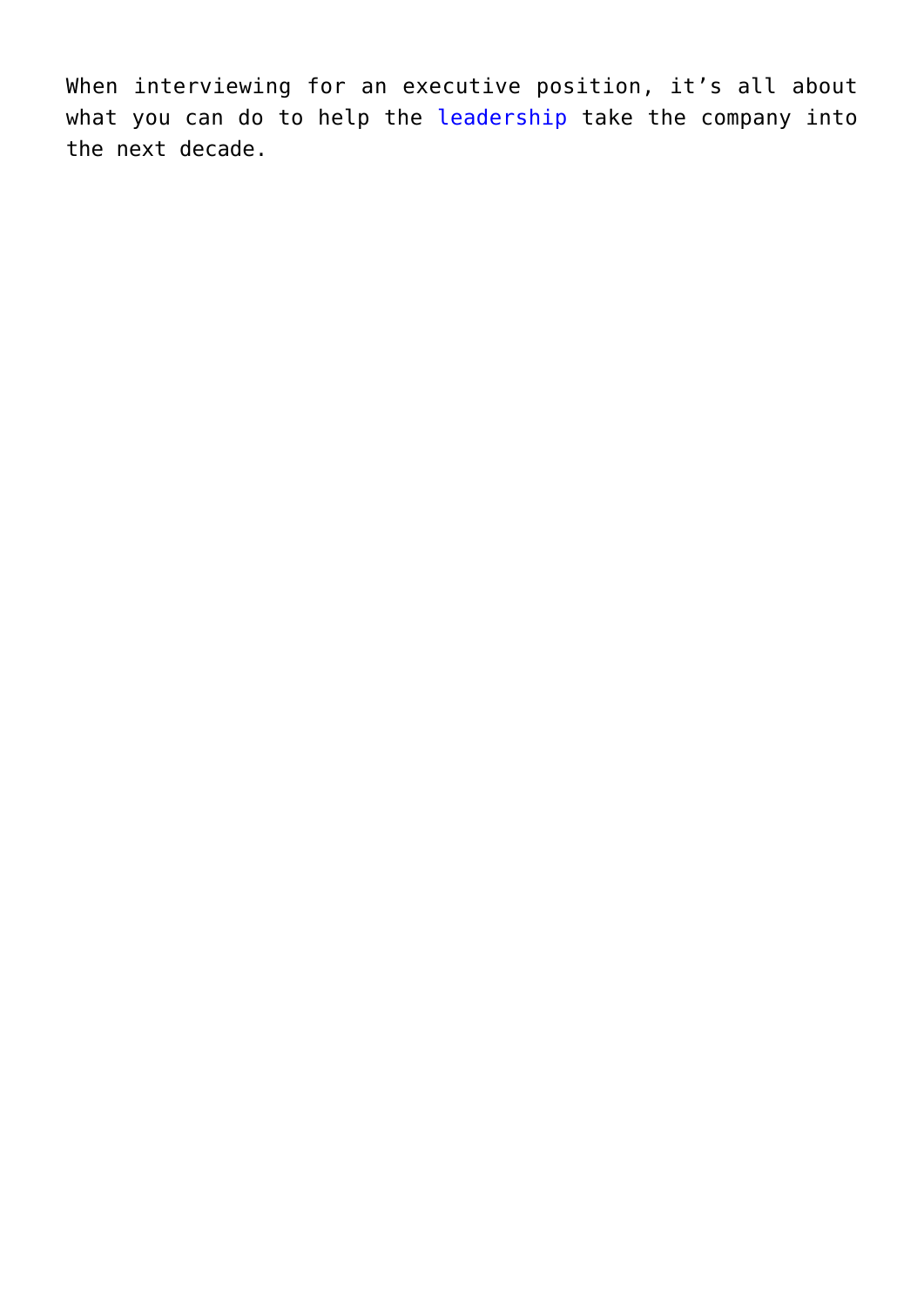When interviewing for an executive position, it’s all about what you can do to help the leadership take the company into the next decade.